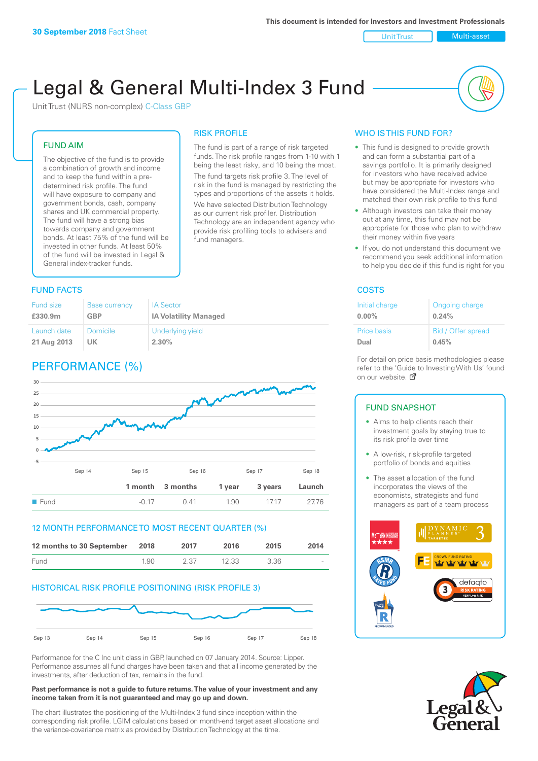30 September 2018 Fact Sheet

This document is intended for Investors and Investment Professionals

Unit Trust | Multi-asset

# Legal & General Multi-Index 3 Fund

Unit Trust (NURS non-complex) C-Class GBP

## FUND AIM

The objective of the fund is to provide a combination of growth and income and to keep the fund within a pre-determined risk profile. The fund will have exposure to company and government bonds, cash, company shares and UK commercial property. The fund will have a strong bias towards company and government bonds. At least 75% of the fund will be invested in other funds. At least 50% of the fund will be invested in Legal & General index-tracker funds.

## RISK PROFILE

The fund is part of a range of risk targeted funds. The risk profile ranges from 1-10 with 1 being the least risky, and 10 being the most.

The fund targets risk profile 3. The level of risk in the fund is managed by restricting the types and proportions of the assets it holds. We have selected Distribution Technology as our current risk profiler. Distribution Technology are an independent agency who provide risk profiling tools to advisers and fund managers.

## WHO IS THIS FUND FOR?

- This fund is designed to provide growth and can form a substantial part of a savings portfolio. It is primarily designed for investors who have received advice but may be appropriate for investors who have considered the Multi-Index range and matched their own risk profile to this fund
- Although investors can take their money out at any time, this fund may not be appropriate for those who plan to withdraw their money within five years
- If you do not understand this document we recommend you seek additional information to help you decide if this fund is right for you

## FUND FACTS

| Fund size | Base currency | IA Sector |
|---|---|---|
| £330.9m | GBP | IA Volatility Managed |
| **Launch date** | **Domicile** | **Underlying yield** |
| 21 Aug 2013 | UK | 2.30% |

## COSTS

| Initial charge | Ongoing charge |
|---|---|
| 0.00% | 0.24% |
| **Price basis** | **Bid / Offer spread** |
| Dual | 0.45% |

For detail on price basis methodologies please refer to the 'Guide to Investing With Us' found on our website.

## PERFORMANCE (%)

| | 1 month | 3 months | 1 year | 3 years | Launch |
|---|---|---|---|---|---|
| Fund | -0.17 | 0.41 | 1.90 | 17.17 | 27.76 |

## 12 MONTH PERFORMANCE TO MOST RECENT QUARTER (%)

| 12 months to 30 September | 2018 | 2017 | 2016 | 2015 | 2014 |
|---|---|---|---|---|---|
| Fund | 1.90 | 2.37 | 12.33 | 3.36 | - |

## HISTORICAL RISK PROFILE POSITIONING (RISK PROFILE 3)

Performance for the C Inc unit class in GBP, launched on 07 January 2014. Source: Lipper. Performance assumes all fund charges have been taken and that all income generated by the investments, after deduction of tax, remains in the fund.

**Past performance is not a guide to future returns. The value of your investment and any income taken from it is not guaranteed and may go up and down.**

The chart illustrates the positioning of the Multi-Index 3 fund since inception within the corresponding risk profile. LGIM calculations based on month-end target asset allocations and the variance-covariance matrix as provided by Distribution Technology at the time.

## FUND SNAPSHOT

- Aims to help clients reach their investment goals by staying true to its risk profile over time
- A low-risk, risk-profile targeted portfolio of bonds and equities
- The asset allocation of the fund incorporates the views of the economists, strategists and fund managers as part of a team process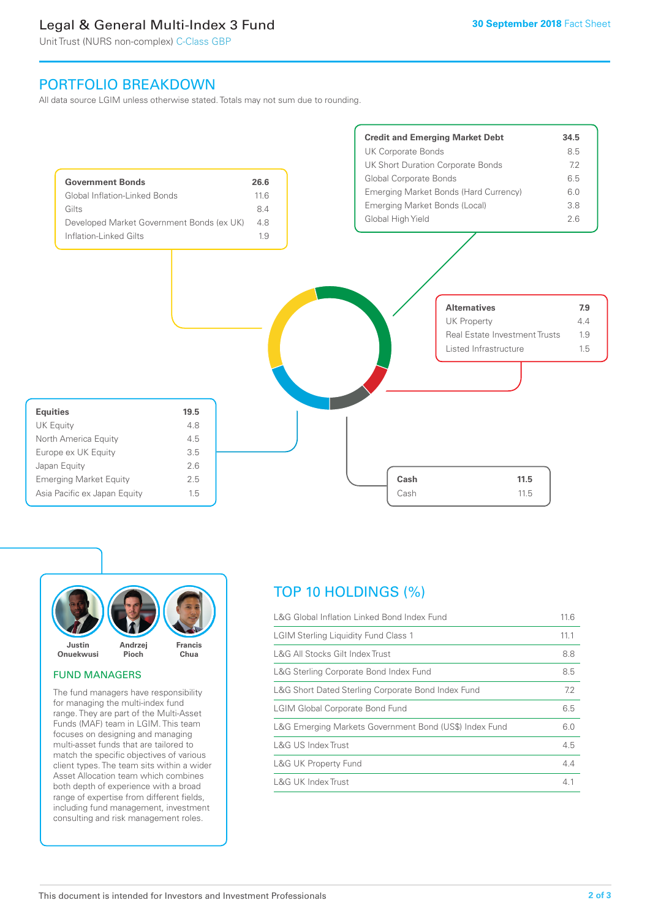# Legal & General Multi-Index 3 Fund

Unit Trust (NURS non-complex) C-Class GBP

**30 September 2018** Fact Sheet

## PORTFOLIO BREAKDOWN

All data source LGIM unless otherwise stated. Totals may not sum due to rounding.

| **Government Bonds** | **26.6** |
|---|---|
| Global Inflation-Linked Bonds | 11.6 |
| Gilts | 8.4 |
| Developed Market Government Bonds (ex UK) | 4.8 |
| Inflation-Linked Gilts | 1.9 |

| **Credit and Emerging Market Debt** | **34.5** |
|---|---|
| UK Corporate Bonds | 8.5 |
| UK Short Duration Corporate Bonds | 7.2 |
| Global Corporate Bonds | 6.5 |
| Emerging Market Bonds (Hard Currency) | 6.0 |
| Emerging Market Bonds (Local) | 3.8 |
| Global High Yield | 2.6 |

| **Alternatives** | **7.9** |
|---|---|
| UK Property | 4.4 |
| Real Estate Investment Trusts | 1.9 |
| Listed Infrastructure | 1.5 |

| **Equities** | **19.5** |
|---|---|
| UK Equity | 4.8 |
| North America Equity | 4.5 |
| Europe ex UK Equity | 3.5 |
| Japan Equity | 2.6 |
| Emerging Market Equity | 2.5 |
| Asia Pacific ex Japan Equity | 1.5 |

| **Cash** | **11.5** |
|---|---|
| Cash | 11.5 |

**Justin Onuekwusi** **Andrzej Pioch** **Francis Chua**

### FUND MANAGERS

The fund managers have responsibility for managing the multi-index fund range. They are part of the Multi-Asset Funds (MAF) team in LGIM. This team focuses on designing and managing multi-asset funds that are tailored to match the specific objectives of various client types. The team sits within a wider Asset Allocation team which combines both depth of experience with a broad range of expertise from different fields, including fund management, investment consulting and risk management roles.

## TOP 10 HOLDINGS (%)

| Holding | % |
|---|---|
| L&G Global Inflation Linked Bond Index Fund | 11.6 |
| LGIM Sterling Liquidity Fund Class 1 | 11.1 |
| L&G All Stocks Gilt Index Trust | 8.8 |
| L&G Sterling Corporate Bond Index Fund | 8.5 |
| L&G Short Dated Sterling Corporate Bond Index Fund | 7.2 |
| LGIM Global Corporate Bond Fund | 6.5 |
| L&G Emerging Markets Government Bond (US$) Index Fund | 6.0 |
| L&G US Index Trust | 4.5 |
| L&G UK Property Fund | 4.4 |
| L&G UK Index Trust | 4.1 |

This document is intended for Investors and Investment Professionals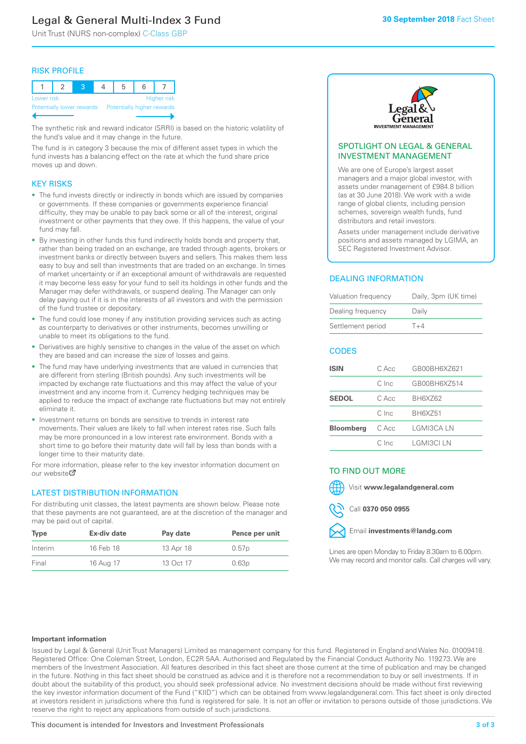# Legal & General Multi-Index 3 Fund

Unit Trust (NURS non-complex) C-Class GBP

**30 September 2018** Fact Sheet

## RISK PROFILE

| 1 | 2 | 3 | 4 | 5 | 6 | 7 |
|---|---|---|---|---|---|---|

Lower risk — Higher risk

Potentially lower rewards — Potentially higher rewards

The synthetic risk and reward indicator (SRRI) is based on the historic volatility of the fund's value and it may change in the future.

The fund is in category 3 because the mix of different asset types in which the fund invests has a balancing effect on the rate at which the fund share price moves up and down.

## KEY RISKS

- The fund invests directly or indirectly in bonds which are issued by companies or governments. If these companies or governments experience financial difficulty, they may be unable to pay back some or all of the interest, original investment or other payments that they owe. If this happens, the value of your fund may fall.
- By investing in other funds this fund indirectly holds bonds and property that, rather than being traded on an exchange, are traded through agents, brokers or investment banks or directly between buyers and sellers. This makes them less easy to buy and sell than investments that are traded on an exchange. In times of market uncertainty or if an exceptional amount of withdrawals are requested it may become less easy for your fund to sell its holdings in other funds and the Manager may defer withdrawals, or suspend dealing. The Manager can only delay paying out if it is in the interests of all investors and with the permission of the fund trustee or depositary.
- The fund could lose money if any institution providing services such as acting as counterparty to derivatives or other instruments, becomes unwilling or unable to meet its obligations to the fund.
- Derivatives are highly sensitive to changes in the value of the asset on which they are based and can increase the size of losses and gains.
- The fund may have underlying investments that are valued in currencies that are different from sterling (British pounds). Any such investments will be impacted by exchange rate fluctuations and this may affect the value of your investment and any income from it. Currency hedging techniques may be applied to reduce the impact of exchange rate fluctuations but may not entirely eliminate it.
- Investment returns on bonds are sensitive to trends in interest rate movements. Their values are likely to fall when interest rates rise. Such falls may be more pronounced in a low interest rate environment. Bonds with a short time to go before their maturity date will fall by less than bonds with a longer time to their maturity date.

For more information, please refer to the key investor information document on our website

## LATEST DISTRIBUTION INFORMATION

For distributing unit classes, the latest payments are shown below. Please note that these payments are not guaranteed, are at the discretion of the manager and may be paid out of capital.

| Type | Ex-div date | Pay date | Pence per unit |
|---|---|---|---|
| Interim | 16 Feb 18 | 13 Apr 18 | 0.57p |
| Final | 16 Aug 17 | 13 Oct 17 | 0.63p |

## SPOTLIGHT ON LEGAL & GENERAL INVESTMENT MANAGEMENT

We are one of Europe's largest asset managers and a major global investor, with assets under management of £984.8 billion (as at 30 June 2018). We work with a wide range of global clients, including pension schemes, sovereign wealth funds, fund distributors and retail investors.

Assets under management include derivative positions and assets managed by LGIMA, an SEC Registered Investment Advisor.

## DEALING INFORMATION

| | |
|---|---|
| Valuation frequency | Daily, 3pm (UK time) |
| Dealing frequency | Daily |
| Settlement period | T+4 |

## CODES

| | | |
|---|---|---|
| **ISIN** | C Acc | GB00BH6XZ621 |
| | C Inc | GB00BH6XZ514 |
| **SEDOL** | C Acc | BH6XZ62 |
| | C Inc | BH6XZ51 |
| **Bloomberg** | C Acc | LGMI3CA LN |
| | C Inc | LGMI3CI LN |

## TO FIND OUT MORE

Visit **www.legalandgeneral.com**

Call **0370 050 0955**

Email **investments@landg.com**

Lines are open Monday to Friday 8.30am to 6.00pm. We may record and monitor calls. Call charges will vary.

### Important information

Issued by Legal & General (Unit Trust Managers) Limited as management company for this fund. Registered in England and Wales No. 01009418. Registered Office: One Coleman Street, London, EC2R 5AA. Authorised and Regulated by the Financial Conduct Authority No. 119273. We are members of the Investment Association. All features described in this fact sheet are those current at the time of publication and may be changed in the future. Nothing in this fact sheet should be construed as advice and it is therefore not a recommendation to buy or sell investments. If in doubt about the suitability of this product, you should seek professional advice. No investment decisions should be made without first reviewing the key investor information document of the Fund ("KIID") which can be obtained from www.legalandgeneral.com. This fact sheet is only directed at investors resident in jurisdictions where this fund is registered for sale. It is not an offer or invitation to persons outside of those jurisdictions. We reserve the right to reject any applications from outside of such jurisdictions.

This document is intended for Investors and Investment Professionals